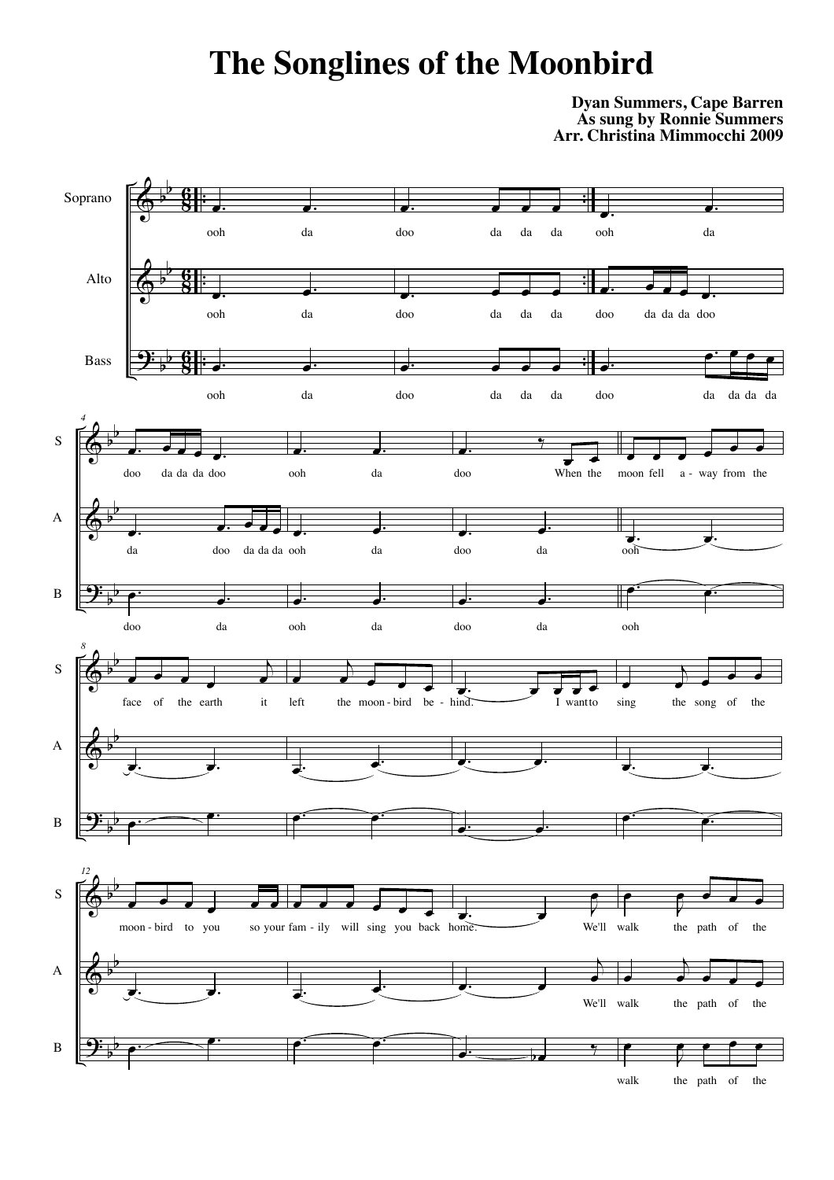# The Songlines of the Moonbird

**Dyan Summers, Cape Barren**
**As sung by Ronnie Summers**
**Arr. Christina Mimmocchi 2009**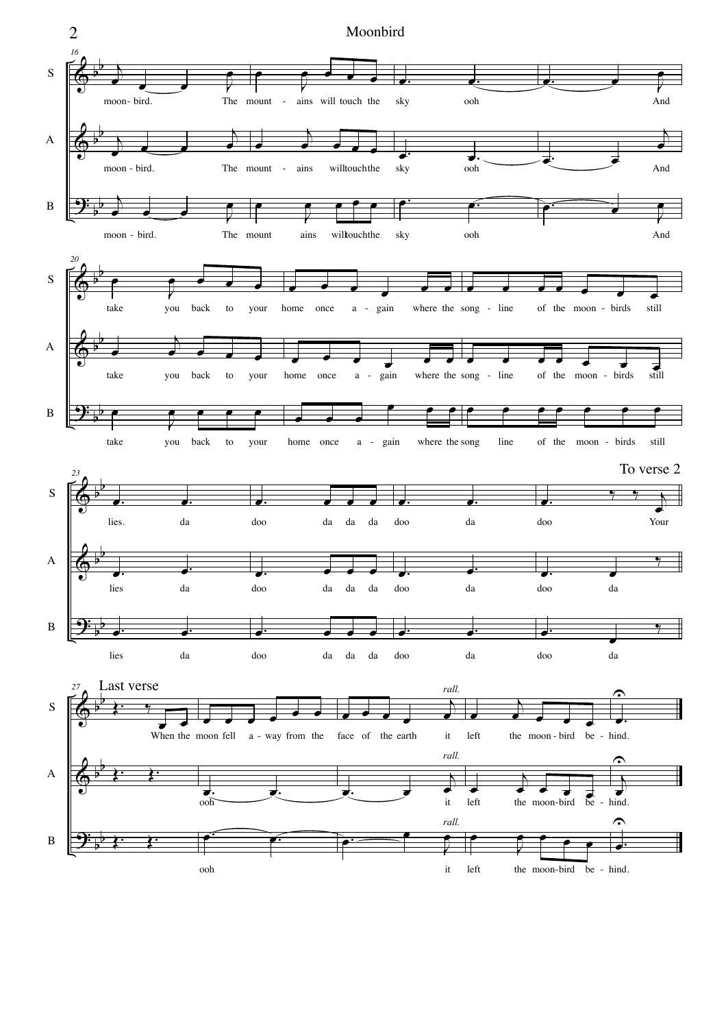S

A

B

moon- bird. The mount - ains will touch the sky ooh And

take you back to your home once a - gain where the song - line of the moon - birds still

lies. da doo da da da doo da doo Your

To verse 2

Last verse

When the moon fell a - way from the face of the earth it left the moon - bird be - hind.

*rall.*

ooh it left the moon-bird be - hind.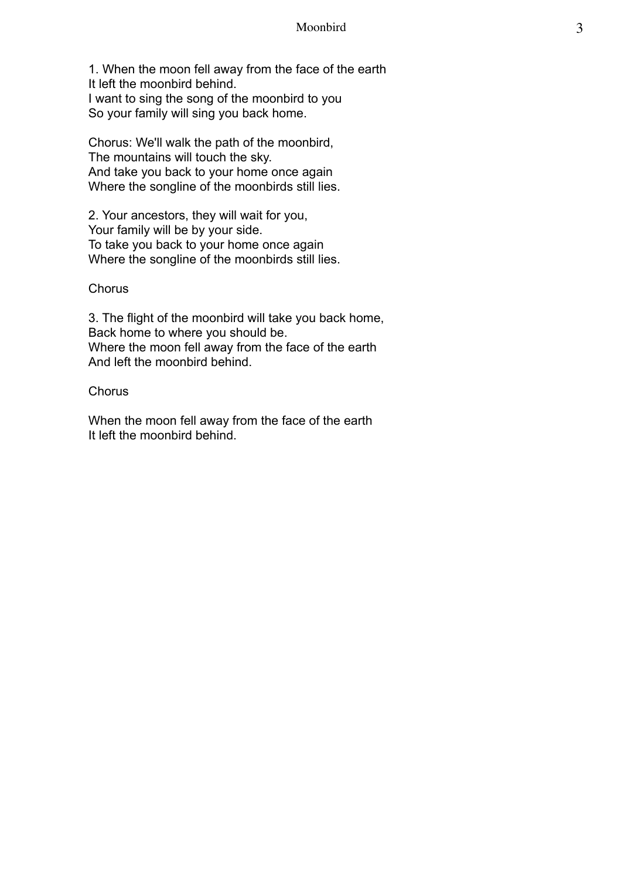1. When the moon fell away from the face of the earth
It left the moonbird behind.
I want to sing the song of the moonbird to you
So your family will sing you back home.

Chorus: We'll walk the path of the moonbird,
The mountains will touch the sky.
And take you back to your home once again
Where the songline of the moonbirds still lies.

2. Your ancestors, they will wait for you,
Your family will be by your side.
To take you back to your home once again
Where the songline of the moonbirds still lies.

Chorus

3. The flight of the moonbird will take you back home,
Back home to where you should be.
Where the moon fell away from the face of the earth
And left the moonbird behind.

Chorus

When the moon fell away from the face of the earth
It left the moonbird behind.